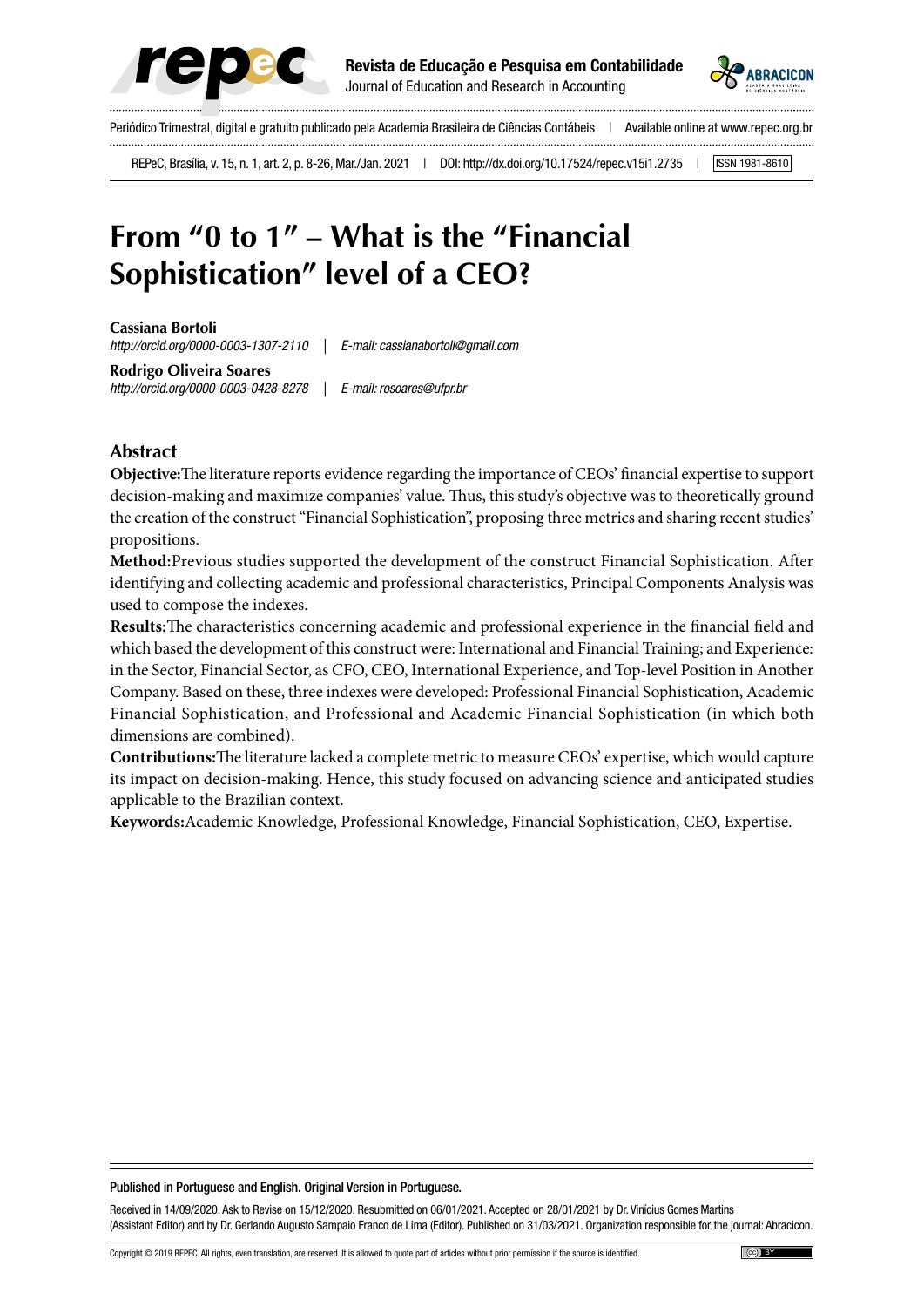# From "0 to 1" – What is the "Financial Sophistication" level of a CEO?

**Cassiana Bortoli**
*http://orcid.org/0000-0003-1307-2110* | *E-mail: cassianabortoli@gmail.com*

**Rodrigo Oliveira Soares**
*http://orcid.org/0000-0003-0428-8278* | *E-mail: rosoares@ufpr.br*

## Abstract

**Objective:** The literature reports evidence regarding the importance of CEOs' financial expertise to support decision-making and maximize companies' value. Thus, this study's objective was to theoretically ground the creation of the construct "Financial Sophistication", proposing three metrics and sharing recent studies' propositions.

**Method:** Previous studies supported the development of the construct Financial Sophistication. After identifying and collecting academic and professional characteristics, Principal Components Analysis was used to compose the indexes.

**Results:** The characteristics concerning academic and professional experience in the financial field and which based the development of this construct were: International and Financial Training; and Experience: in the Sector, Financial Sector, as CFO, CEO, International Experience, and Top-level Position in Another Company. Based on these, three indexes were developed: Professional Financial Sophistication, Academic Financial Sophistication, and Professional and Academic Financial Sophistication (in which both dimensions are combined).

**Contributions:** The literature lacked a complete metric to measure CEOs' expertise, which would capture its impact on decision-making. Hence, this study focused on advancing science and anticipated studies applicable to the Brazilian context.

**Keywords:** Academic Knowledge, Professional Knowledge, Financial Sophistication, CEO, Expertise.

Published in Portuguese and English. Original Version in Portuguese.

Received in 14/09/2020. Ask to Revise on 15/12/2020. Resubmitted on 06/01/2021. Accepted on 28/01/2021 by Dr. Vinícius Gomes Martins (Assistant Editor) and by Dr. Gerlando Augusto Sampaio Franco de Lima (Editor). Published on 31/03/2021. Organization responsible for the journal: Abracicon.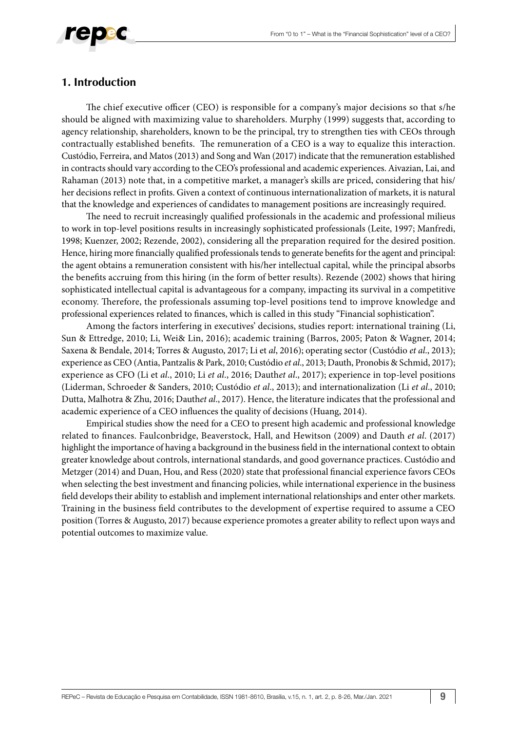## 1. Introduction

The chief executive officer (CEO) is responsible for a company's major decisions so that s/he should be aligned with maximizing value to shareholders. Murphy (1999) suggests that, according to agency relationship, shareholders, known to be the principal, try to strengthen ties with CEOs through contractually established benefits. The remuneration of a CEO is a way to equalize this interaction. Custódio, Ferreira, and Matos (2013) and Song and Wan (2017) indicate that the remuneration established in contracts should vary according to the CEO's professional and academic experiences. Aivazian, Lai, and Rahaman (2013) note that, in a competitive market, a manager's skills are priced, considering that his/her decisions reflect in profits. Given a context of continuous internationalization of markets, it is natural that the knowledge and experiences of candidates to management positions are increasingly required.

The need to recruit increasingly qualified professionals in the academic and professional milieus to work in top-level positions results in increasingly sophisticated professionals (Leite, 1997; Manfredi, 1998; Kuenzer, 2002; Rezende, 2002), considering all the preparation required for the desired position. Hence, hiring more financially qualified professionals tends to generate benefits for the agent and principal: the agent obtains a remuneration consistent with his/her intellectual capital, while the principal absorbs the benefits accruing from this hiring (in the form of better results). Rezende (2002) shows that hiring sophisticated intellectual capital is advantageous for a company, impacting its survival in a competitive economy. Therefore, the professionals assuming top-level positions tend to improve knowledge and professional experiences related to finances, which is called in this study "Financial sophistication".

Among the factors interfering in executives' decisions, studies report: international training (Li, Sun & Ettredge, 2010; Li, Wei& Lin, 2016); academic training (Barros, 2005; Paton & Wagner, 2014; Saxena & Bendale, 2014; Torres & Augusto, 2017; Li et *al*, 2016); operating sector (Custódio *et al*., 2013); experience as CEO (Antia, Pantzalis & Park, 2010; Custódio *et al*., 2013; Dauth, Pronobis & Schmid, 2017); experience as CFO (Li et *al*., 2010; Li *et al*., 2016; Dauth*et al*., 2017); experience in top-level positions (Liderman, Schroeder & Sanders, 2010; Custódio *et al*., 2013); and internationalization (Li *et al*., 2010; Dutta, Malhotra & Zhu, 2016; Dauth*et al*., 2017). Hence, the literature indicates that the professional and academic experience of a CEO influences the quality of decisions (Huang, 2014).

Empirical studies show the need for a CEO to present high academic and professional knowledge related to finances. Faulconbridge, Beaverstock, Hall, and Hewitson (2009) and Dauth *et al*. (2017) highlight the importance of having a background in the business field in the international context to obtain greater knowledge about controls, international standards, and good governance practices. Custódio and Metzger (2014) and Duan, Hou, and Ress (2020) state that professional financial experience favors CEOs when selecting the best investment and financing policies, while international experience in the business field develops their ability to establish and implement international relationships and enter other markets. Training in the business field contributes to the development of expertise required to assume a CEO position (Torres & Augusto, 2017) because experience promotes a greater ability to reflect upon ways and potential outcomes to maximize value.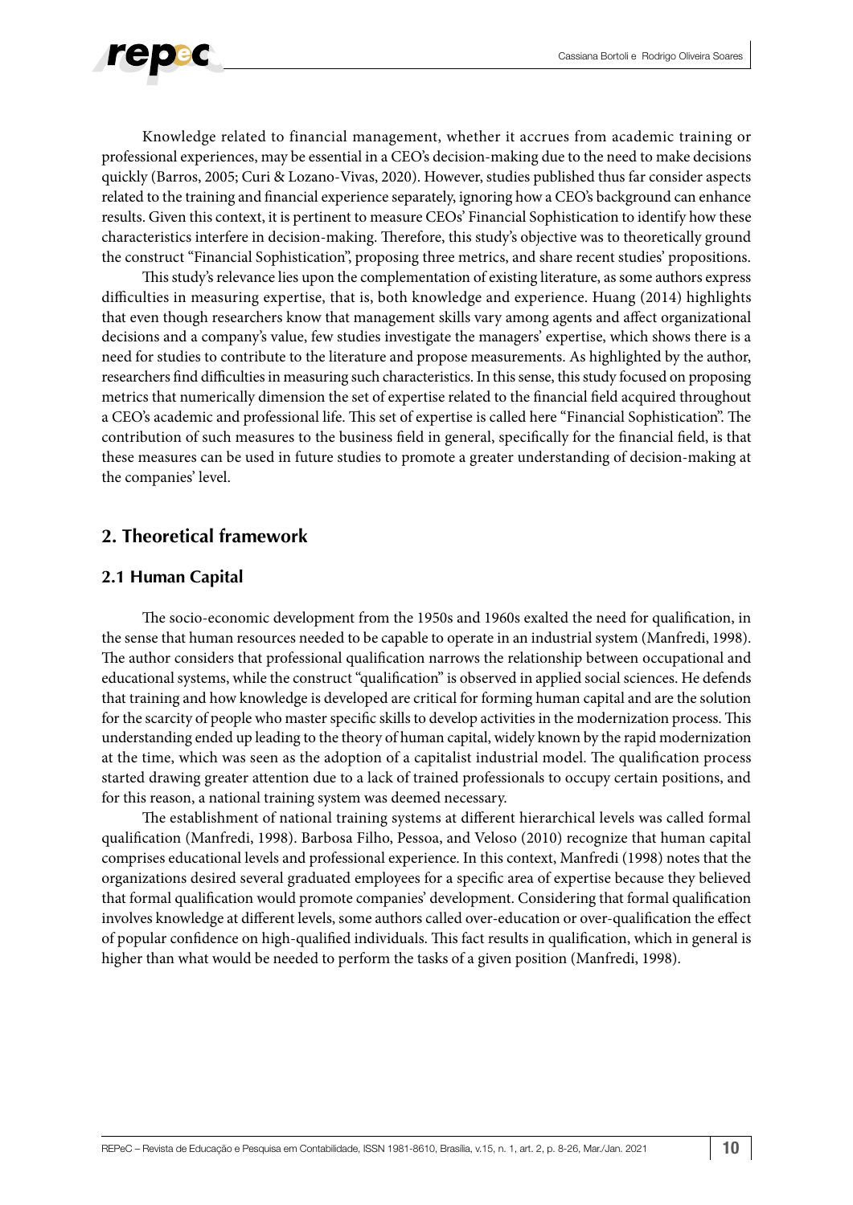Knowledge related to financial management, whether it accrues from academic training or professional experiences, may be essential in a CEO's decision-making due to the need to make decisions quickly (Barros, 2005; Curi & Lozano-Vivas, 2020). However, studies published thus far consider aspects related to the training and financial experience separately, ignoring how a CEO's background can enhance results. Given this context, it is pertinent to measure CEOs' Financial Sophistication to identify how these characteristics interfere in decision-making. Therefore, this study's objective was to theoretically ground the construct "Financial Sophistication", proposing three metrics, and share recent studies' propositions.

This study's relevance lies upon the complementation of existing literature, as some authors express difficulties in measuring expertise, that is, both knowledge and experience. Huang (2014) highlights that even though researchers know that management skills vary among agents and affect organizational decisions and a company's value, few studies investigate the managers' expertise, which shows there is a need for studies to contribute to the literature and propose measurements. As highlighted by the author, researchers find difficulties in measuring such characteristics. In this sense, this study focused on proposing metrics that numerically dimension the set of expertise related to the financial field acquired throughout a CEO's academic and professional life. This set of expertise is called here "Financial Sophistication". The contribution of such measures to the business field in general, specifically for the financial field, is that these measures can be used in future studies to promote a greater understanding of decision-making at the companies' level.

## 2. Theoretical framework

### 2.1 Human Capital

The socio-economic development from the 1950s and 1960s exalted the need for qualification, in the sense that human resources needed to be capable to operate in an industrial system (Manfredi, 1998). The author considers that professional qualification narrows the relationship between occupational and educational systems, while the construct "qualification" is observed in applied social sciences. He defends that training and how knowledge is developed are critical for forming human capital and are the solution for the scarcity of people who master specific skills to develop activities in the modernization process. This understanding ended up leading to the theory of human capital, widely known by the rapid modernization at the time, which was seen as the adoption of a capitalist industrial model. The qualification process started drawing greater attention due to a lack of trained professionals to occupy certain positions, and for this reason, a national training system was deemed necessary.

The establishment of national training systems at different hierarchical levels was called formal qualification (Manfredi, 1998). Barbosa Filho, Pessoa, and Veloso (2010) recognize that human capital comprises educational levels and professional experience. In this context, Manfredi (1998) notes that the organizations desired several graduated employees for a specific area of expertise because they believed that formal qualification would promote companies' development. Considering that formal qualification involves knowledge at different levels, some authors called over-education or over-qualification the effect of popular confidence on high-qualified individuals. This fact results in qualification, which in general is higher than what would be needed to perform the tasks of a given position (Manfredi, 1998).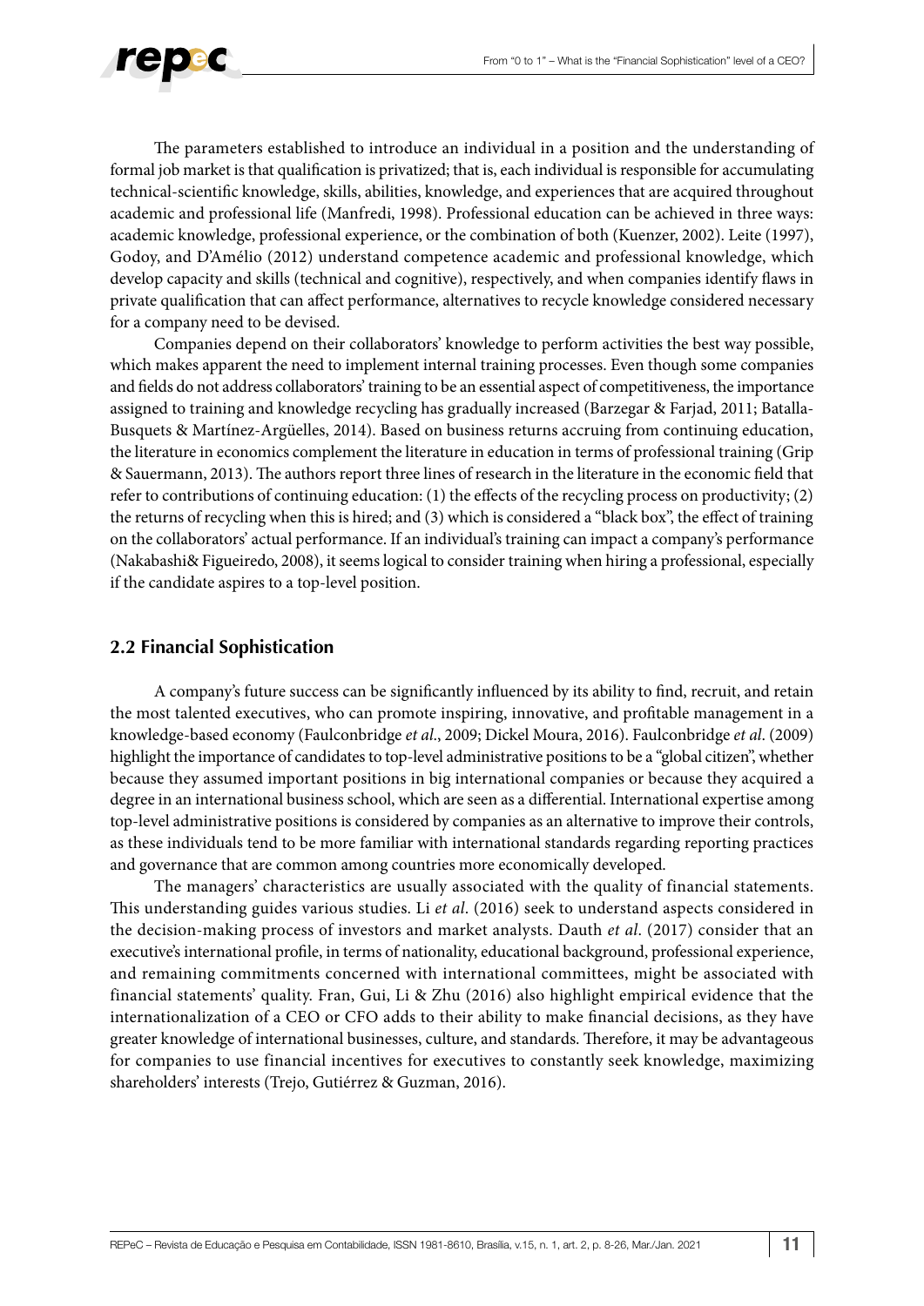The parameters established to introduce an individual in a position and the understanding of formal job market is that qualification is privatized; that is, each individual is responsible for accumulating technical-scientific knowledge, skills, abilities, knowledge, and experiences that are acquired throughout academic and professional life (Manfredi, 1998). Professional education can be achieved in three ways: academic knowledge, professional experience, or the combination of both (Kuenzer, 2002). Leite (1997), Godoy, and D'Amélio (2012) understand competence academic and professional knowledge, which develop capacity and skills (technical and cognitive), respectively, and when companies identify flaws in private qualification that can affect performance, alternatives to recycle knowledge considered necessary for a company need to be devised.

Companies depend on their collaborators' knowledge to perform activities the best way possible, which makes apparent the need to implement internal training processes. Even though some companies and fields do not address collaborators' training to be an essential aspect of competitiveness, the importance assigned to training and knowledge recycling has gradually increased (Barzegar & Farjad, 2011; Batalla-Busquets & Martínez-Argüelles, 2014). Based on business returns accruing from continuing education, the literature in economics complement the literature in education in terms of professional training (Grip & Sauermann, 2013). The authors report three lines of research in the literature in the economic field that refer to contributions of continuing education: (1) the effects of the recycling process on productivity; (2) the returns of recycling when this is hired; and (3) which is considered a "black box", the effect of training on the collaborators' actual performance. If an individual's training can impact a company's performance (Nakabashi& Figueiredo, 2008), it seems logical to consider training when hiring a professional, especially if the candidate aspires to a top-level position.

## 2.2 Financial Sophistication

A company's future success can be significantly influenced by its ability to find, recruit, and retain the most talented executives, who can promote inspiring, innovative, and profitable management in a knowledge-based economy (Faulconbridge *et al*., 2009; Dickel Moura, 2016). Faulconbridge *et al*. (2009) highlight the importance of candidates to top-level administrative positions to be a "global citizen", whether because they assumed important positions in big international companies or because they acquired a degree in an international business school, which are seen as a differential. International expertise among top-level administrative positions is considered by companies as an alternative to improve their controls, as these individuals tend to be more familiar with international standards regarding reporting practices and governance that are common among countries more economically developed.

The managers' characteristics are usually associated with the quality of financial statements. This understanding guides various studies. Li *et al*. (2016) seek to understand aspects considered in the decision-making process of investors and market analysts. Dauth *et al*. (2017) consider that an executive's international profile, in terms of nationality, educational background, professional experience, and remaining commitments concerned with international committees, might be associated with financial statements' quality. Fran, Gui, Li & Zhu (2016) also highlight empirical evidence that the internationalization of a CEO or CFO adds to their ability to make financial decisions, as they have greater knowledge of international businesses, culture, and standards. Therefore, it may be advantageous for companies to use financial incentives for executives to constantly seek knowledge, maximizing shareholders' interests (Trejo, Gutiérrez & Guzman, 2016).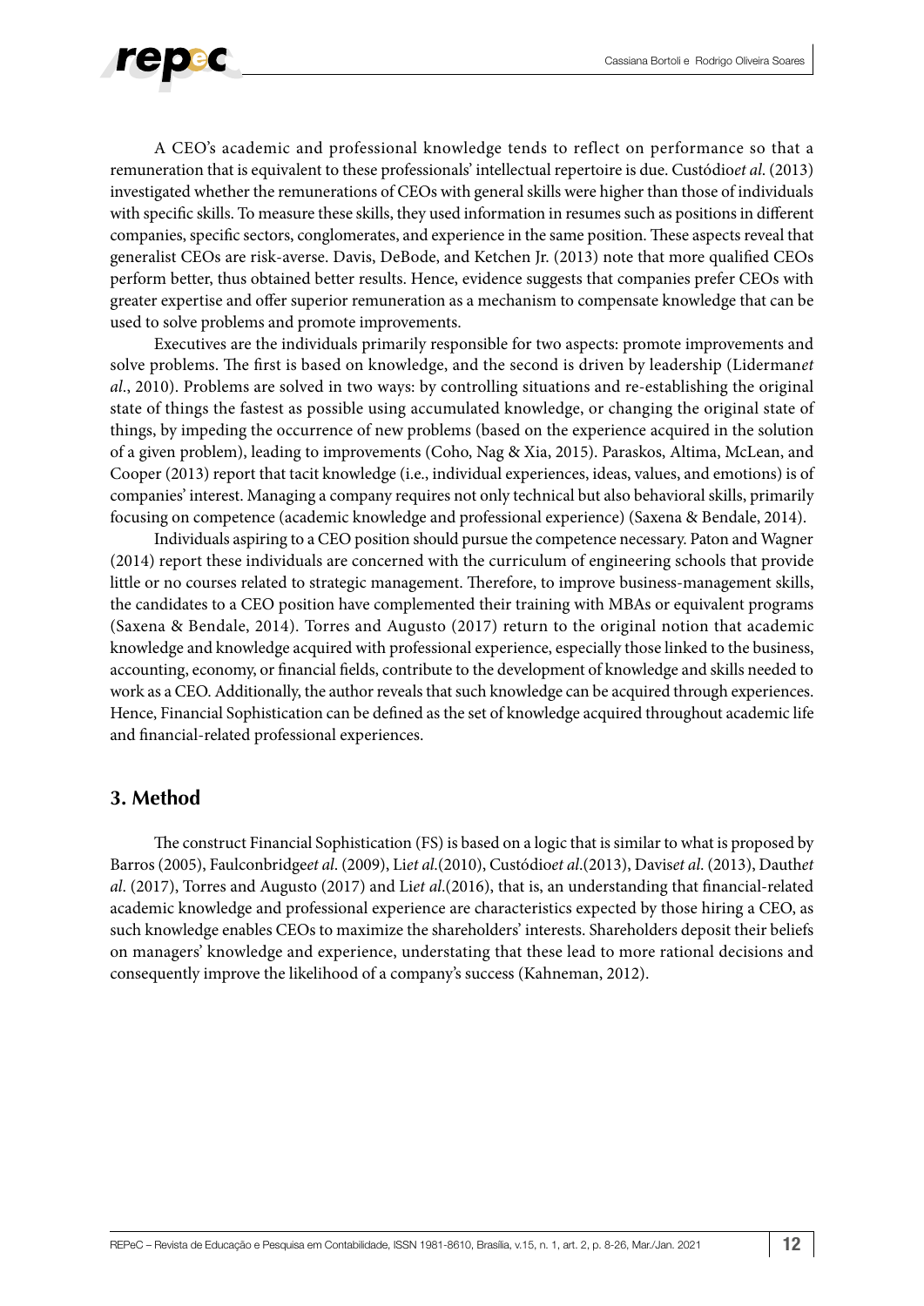A CEO's academic and professional knowledge tends to reflect on performance so that a remuneration that is equivalent to these professionals' intellectual repertoire is due. Custódio*et al*. (2013) investigated whether the remunerations of CEOs with general skills were higher than those of individuals with specific skills. To measure these skills, they used information in resumes such as positions in different companies, specific sectors, conglomerates, and experience in the same position. These aspects reveal that generalist CEOs are risk-averse. Davis, DeBode, and Ketchen Jr. (2013) note that more qualified CEOs perform better, thus obtained better results. Hence, evidence suggests that companies prefer CEOs with greater expertise and offer superior remuneration as a mechanism to compensate knowledge that can be used to solve problems and promote improvements.

Executives are the individuals primarily responsible for two aspects: promote improvements and solve problems. The first is based on knowledge, and the second is driven by leadership (Liderman*et al*., 2010). Problems are solved in two ways: by controlling situations and re-establishing the original state of things the fastest as possible using accumulated knowledge, or changing the original state of things, by impeding the occurrence of new problems (based on the experience acquired in the solution of a given problem), leading to improvements (Coho, Nag & Xia, 2015). Paraskos, Altima, McLean, and Cooper (2013) report that tacit knowledge (i.e., individual experiences, ideas, values, and emotions) is of companies' interest. Managing a company requires not only technical but also behavioral skills, primarily focusing on competence (academic knowledge and professional experience) (Saxena & Bendale, 2014).

Individuals aspiring to a CEO position should pursue the competence necessary. Paton and Wagner (2014) report these individuals are concerned with the curriculum of engineering schools that provide little or no courses related to strategic management. Therefore, to improve business-management skills, the candidates to a CEO position have complemented their training with MBAs or equivalent programs (Saxena & Bendale, 2014). Torres and Augusto (2017) return to the original notion that academic knowledge and knowledge acquired with professional experience, especially those linked to the business, accounting, economy, or financial fields, contribute to the development of knowledge and skills needed to work as a CEO. Additionally, the author reveals that such knowledge can be acquired through experiences. Hence, Financial Sophistication can be defined as the set of knowledge acquired throughout academic life and financial-related professional experiences.

## 3. Method

The construct Financial Sophistication (FS) is based on a logic that is similar to what is proposed by Barros (2005), Faulconbridge*et al*. (2009), Li*et al*.(2010), Custódio*et al*.(2013), Davis*et al*. (2013), Dauth*et al*. (2017), Torres and Augusto (2017) and Li*et al*.(2016), that is, an understanding that financial-related academic knowledge and professional experience are characteristics expected by those hiring a CEO, as such knowledge enables CEOs to maximize the shareholders' interests. Shareholders deposit their beliefs on managers' knowledge and experience, understating that these lead to more rational decisions and consequently improve the likelihood of a company's success (Kahneman, 2012).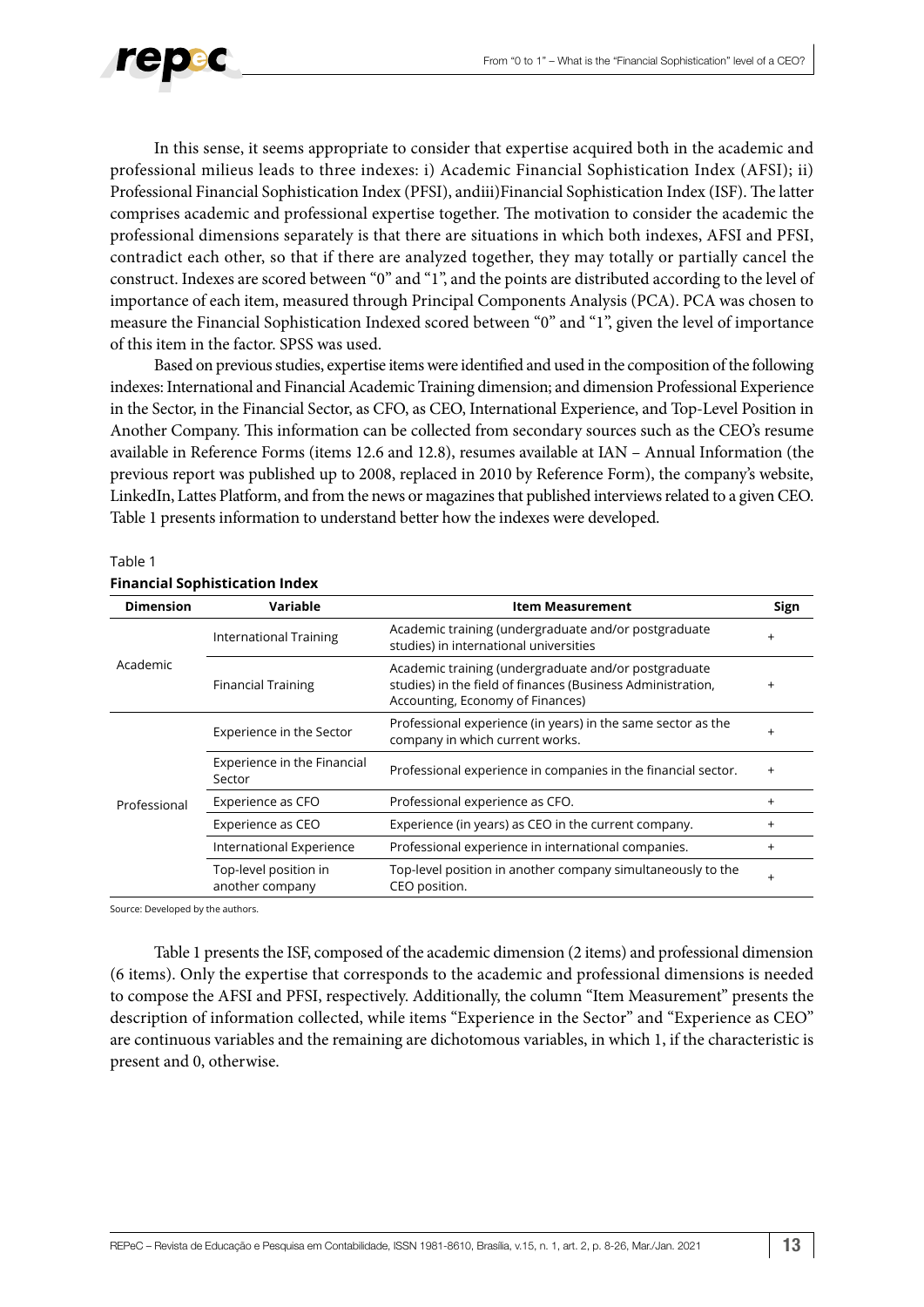In this sense, it seems appropriate to consider that expertise acquired both in the academic and professional milieus leads to three indexes: i) Academic Financial Sophistication Index (AFSI); ii) Professional Financial Sophistication Index (PFSI), andiii)Financial Sophistication Index (ISF). The latter comprises academic and professional expertise together. The motivation to consider the academic the professional dimensions separately is that there are situations in which both indexes, AFSI and PFSI, contradict each other, so that if there are analyzed together, they may totally or partially cancel the construct. Indexes are scored between "0" and "1", and the points are distributed according to the level of importance of each item, measured through Principal Components Analysis (PCA). PCA was chosen to measure the Financial Sophistication Indexed scored between "0" and "1", given the level of importance of this item in the factor. SPSS was used.

Based on previous studies, expertise items were identified and used in the composition of the following indexes: International and Financial Academic Training dimension; and dimension Professional Experience in the Sector, in the Financial Sector, as CFO, as CEO, International Experience, and Top-Level Position in Another Company. This information can be collected from secondary sources such as the CEO's resume available in Reference Forms (items 12.6 and 12.8), resumes available at IAN – Annual Information (the previous report was published up to 2008, replaced in 2010 by Reference Form), the company's website, LinkedIn, Lattes Platform, and from the news or magazines that published interviews related to a given CEO. Table 1 presents information to understand better how the indexes were developed.

Table 1

**Financial Sophistication Index**

| Dimension | Variable | Item Measurement | Sign |
|---|---|---|---|
| Academic | International Training | Academic training (undergraduate and/or postgraduate studies) in international universities | + |
| | Financial Training | Academic training (undergraduate and/or postgraduate studies) in the field of finances (Business Administration, Accounting, Economy of Finances) | + |
| Professional | Experience in the Sector | Professional experience (in years) in the same sector as the company in which current works. | + |
| | Experience in the Financial Sector | Professional experience in companies in the financial sector. | + |
| | Experience as CFO | Professional experience as CFO. | + |
| | Experience as CEO | Experience (in years) as CEO in the current company. | + |
| | International Experience | Professional experience in international companies. | + |
| | Top-level position in another company | Top-level position in another company simultaneously to the CEO position. | + |

Source: Developed by the authors.

Table 1 presents the ISF, composed of the academic dimension (2 items) and professional dimension (6 items). Only the expertise that corresponds to the academic and professional dimensions is needed to compose the AFSI and PFSI, respectively. Additionally, the column "Item Measurement" presents the description of information collected, while items "Experience in the Sector" and "Experience as CEO" are continuous variables and the remaining are dichotomous variables, in which 1, if the characteristic is present and 0, otherwise.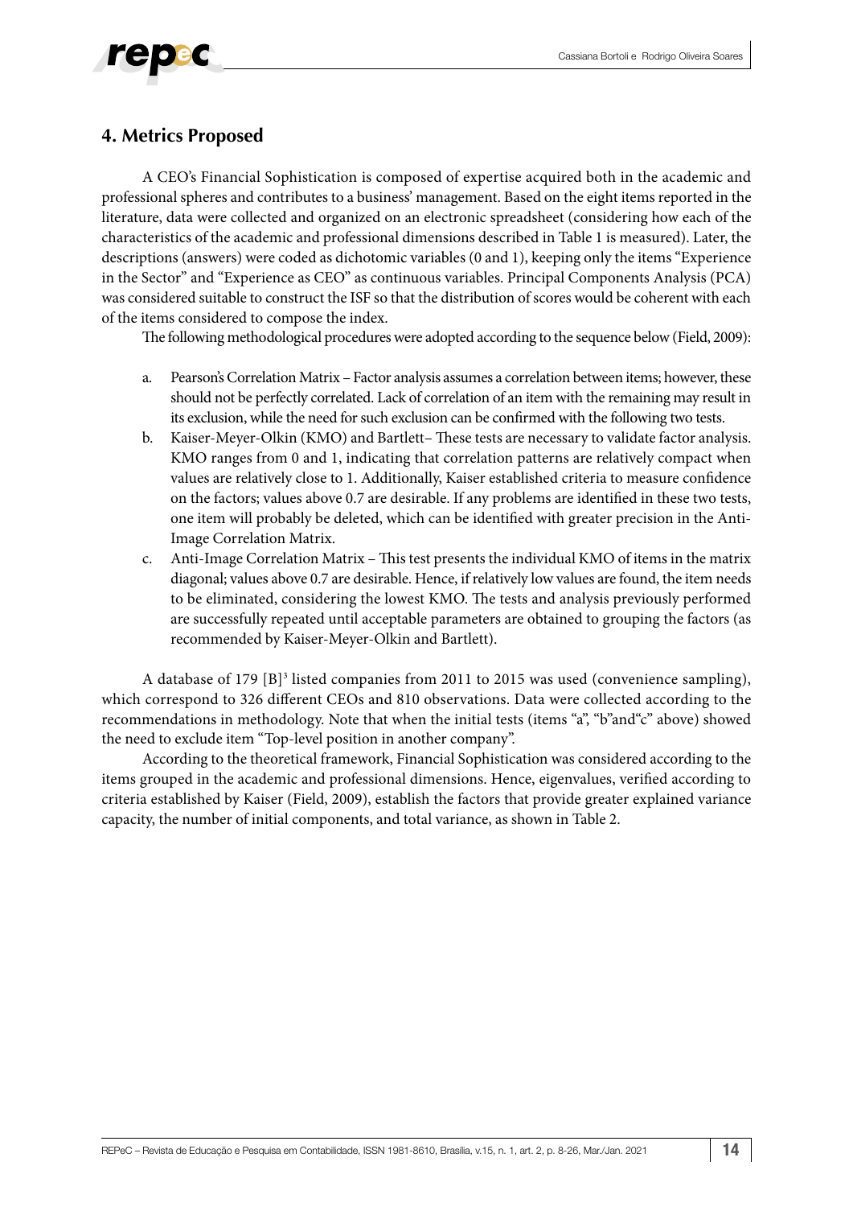## 4. Metrics Proposed

A CEO's Financial Sophistication is composed of expertise acquired both in the academic and professional spheres and contributes to a business' management. Based on the eight items reported in the literature, data were collected and organized on an electronic spreadsheet (considering how each of the characteristics of the academic and professional dimensions described in Table 1 is measured). Later, the descriptions (answers) were coded as dichotomic variables (0 and 1), keeping only the items "Experience in the Sector" and "Experience as CEO" as continuous variables. Principal Components Analysis (PCA) was considered suitable to construct the ISF so that the distribution of scores would be coherent with each of the items considered to compose the index.

The following methodological procedures were adopted according to the sequence below (Field, 2009):

a. Pearson's Correlation Matrix – Factor analysis assumes a correlation between items; however, these should not be perfectly correlated. Lack of correlation of an item with the remaining may result in its exclusion, while the need for such exclusion can be confirmed with the following two tests.
b. Kaiser-Meyer-Olkin (KMO) and Bartlett– These tests are necessary to validate factor analysis. KMO ranges from 0 and 1, indicating that correlation patterns are relatively compact when values are relatively close to 1. Additionally, Kaiser established criteria to measure confidence on the factors; values above 0.7 are desirable. If any problems are identified in these two tests, one item will probably be deleted, which can be identified with greater precision in the Anti-Image Correlation Matrix.
c. Anti-Image Correlation Matrix – This test presents the individual KMO of items in the matrix diagonal; values above 0.7 are desirable. Hence, if relatively low values are found, the item needs to be eliminated, considering the lowest KMO. The tests and analysis previously performed are successfully repeated until acceptable parameters are obtained to grouping the factors (as recommended by Kaiser-Meyer-Olkin and Bartlett).

A database of 179 [B][3] listed companies from 2011 to 2015 was used (convenience sampling), which correspond to 326 different CEOs and 810 observations. Data were collected according to the recommendations in methodology. Note that when the initial tests (items "a", "b"and"c" above) showed the need to exclude item "Top-level position in another company".

According to the theoretical framework, Financial Sophistication was considered according to the items grouped in the academic and professional dimensions. Hence, eigenvalues, verified according to criteria established by Kaiser (Field, 2009), establish the factors that provide greater explained variance capacity, the number of initial components, and total variance, as shown in Table 2.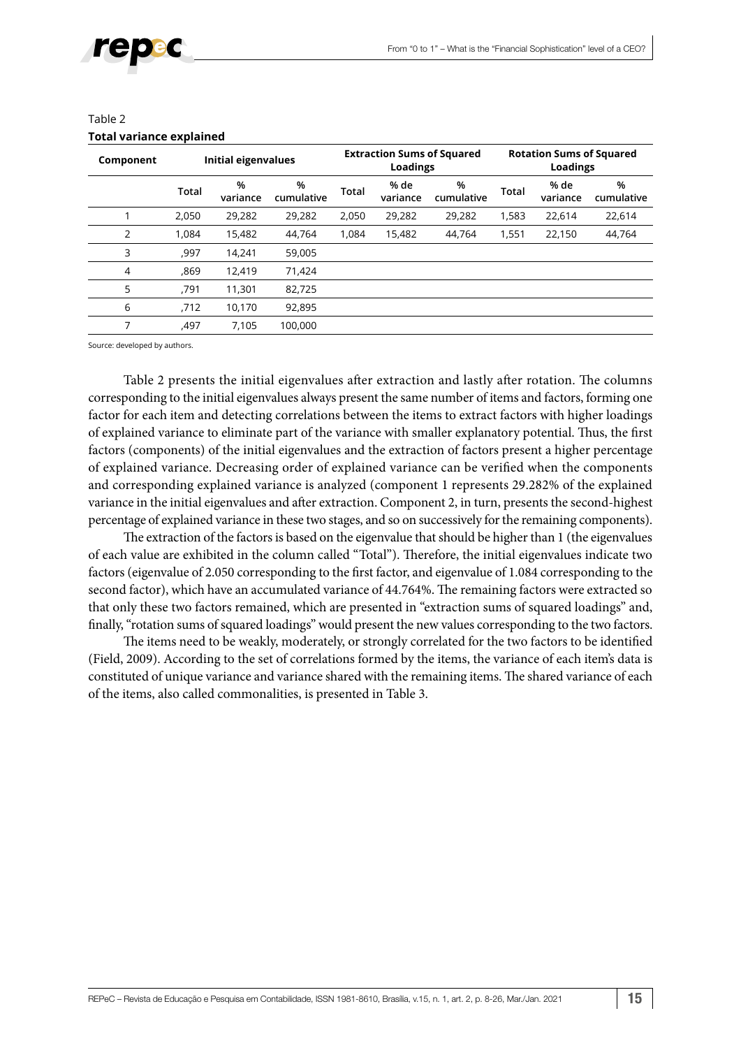Table 2

**Total variance explained**

| Component | Initial eigenvalues | | | Extraction Sums of Squared Loadings | | | Rotation Sums of Squared Loadings | | |
|---|---|---|---|---|---|---|---|---|---|
| | Total | % variance | % cumulative | Total | % de variance | % cumulative | Total | % de variance | % cumulative |
| 1 | 2,050 | 29,282 | 29,282 | 2,050 | 29,282 | 29,282 | 1,583 | 22,614 | 22,614 |
| 2 | 1,084 | 15,482 | 44,764 | 1,084 | 15,482 | 44,764 | 1,551 | 22,150 | 44,764 |
| 3 | ,997 | 14,241 | 59,005 | | | | | | |
| 4 | ,869 | 12,419 | 71,424 | | | | | | |
| 5 | ,791 | 11,301 | 82,725 | | | | | | |
| 6 | ,712 | 10,170 | 92,895 | | | | | | |
| 7 | ,497 | 7,105 | 100,000 | | | | | | |

Source: developed by authors.

Table 2 presents the initial eigenvalues after extraction and lastly after rotation. The columns corresponding to the initial eigenvalues always present the same number of items and factors, forming one factor for each item and detecting correlations between the items to extract factors with higher loadings of explained variance to eliminate part of the variance with smaller explanatory potential. Thus, the first factors (components) of the initial eigenvalues and the extraction of factors present a higher percentage of explained variance. Decreasing order of explained variance can be verified when the components and corresponding explained variance is analyzed (component 1 represents 29.282% of the explained variance in the initial eigenvalues and after extraction. Component 2, in turn, presents the second-highest percentage of explained variance in these two stages, and so on successively for the remaining components).

The extraction of the factors is based on the eigenvalue that should be higher than 1 (the eigenvalues of each value are exhibited in the column called "Total"). Therefore, the initial eigenvalues indicate two factors (eigenvalue of 2.050 corresponding to the first factor, and eigenvalue of 1.084 corresponding to the second factor), which have an accumulated variance of 44.764%. The remaining factors were extracted so that only these two factors remained, which are presented in "extraction sums of squared loadings" and, finally, "rotation sums of squared loadings" would present the new values corresponding to the two factors.

The items need to be weakly, moderately, or strongly correlated for the two factors to be identified (Field, 2009). According to the set of correlations formed by the items, the variance of each item's data is constituted of unique variance and variance shared with the remaining items. The shared variance of each of the items, also called commonalities, is presented in Table 3.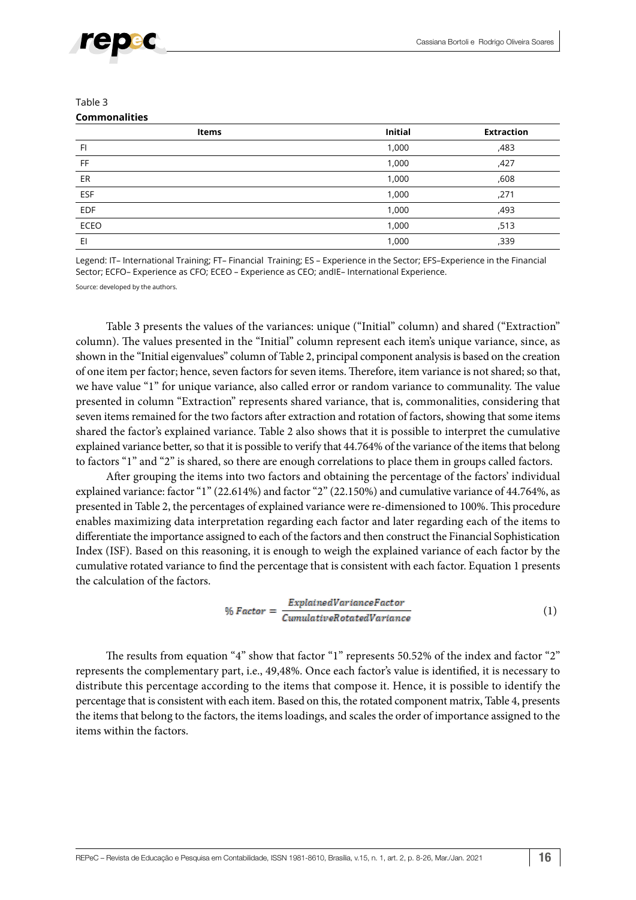Table 3

**Commonalities**

| Items | Initial | Extraction |
|---|---|---|
| FI | 1,000 | ,483 |
| FF | 1,000 | ,427 |
| ER | 1,000 | ,608 |
| ESF | 1,000 | ,271 |
| EDF | 1,000 | ,493 |
| ECEO | 1,000 | ,513 |
| EI | 1,000 | ,339 |

Legend: IT– International Training; FT– Financial Training; ES – Experience in the Sector; EFS–Experience in the Financial Sector; ECFO– Experience as CFO; ECEO – Experience as CEO; andIE– International Experience.

Source: developed by the authors.

Table 3 presents the values of the variances: unique ("Initial" column) and shared ("Extraction" column). The values presented in the "Initial" column represent each item's unique variance, since, as shown in the "Initial eigenvalues" column of Table 2, principal component analysis is based on the creation of one item per factor; hence, seven factors for seven items. Therefore, item variance is not shared; so that, we have value "1" for unique variance, also called error or random variance to communality. The value presented in column "Extraction" represents shared variance, that is, commonalities, considering that seven items remained for the two factors after extraction and rotation of factors, showing that some items shared the factor's explained variance. Table 2 also shows that it is possible to interpret the cumulative explained variance better, so that it is possible to verify that 44.764% of the variance of the items that belong to factors "1" and "2" is shared, so there are enough correlations to place them in groups called factors.

After grouping the items into two factors and obtaining the percentage of the factors' individual explained variance: factor "1" (22.614%) and factor "2" (22.150%) and cumulative variance of 44.764%, as presented in Table 2, the percentages of explained variance were re-dimensioned to 100%. This procedure enables maximizing data interpretation regarding each factor and later regarding each of the items to differentiate the importance assigned to each of the factors and then construct the Financial Sophistication Index (ISF). Based on this reasoning, it is enough to weigh the explained variance of each factor by the cumulative rotated variance to find the percentage that is consistent with each factor. Equation 1 presents the calculation of the factors.

$$\%\ Factor = \frac{ExplainedVarianceFactor}{CumulativeRotatedVariance} \tag{1}$$

The results from equation "4" show that factor "1" represents 50.52% of the index and factor "2" represents the complementary part, i.e., 49,48%. Once each factor's value is identified, it is necessary to distribute this percentage according to the items that compose it. Hence, it is possible to identify the percentage that is consistent with each item. Based on this, the rotated component matrix, Table 4, presents the items that belong to the factors, the items loadings, and scales the order of importance assigned to the items within the factors.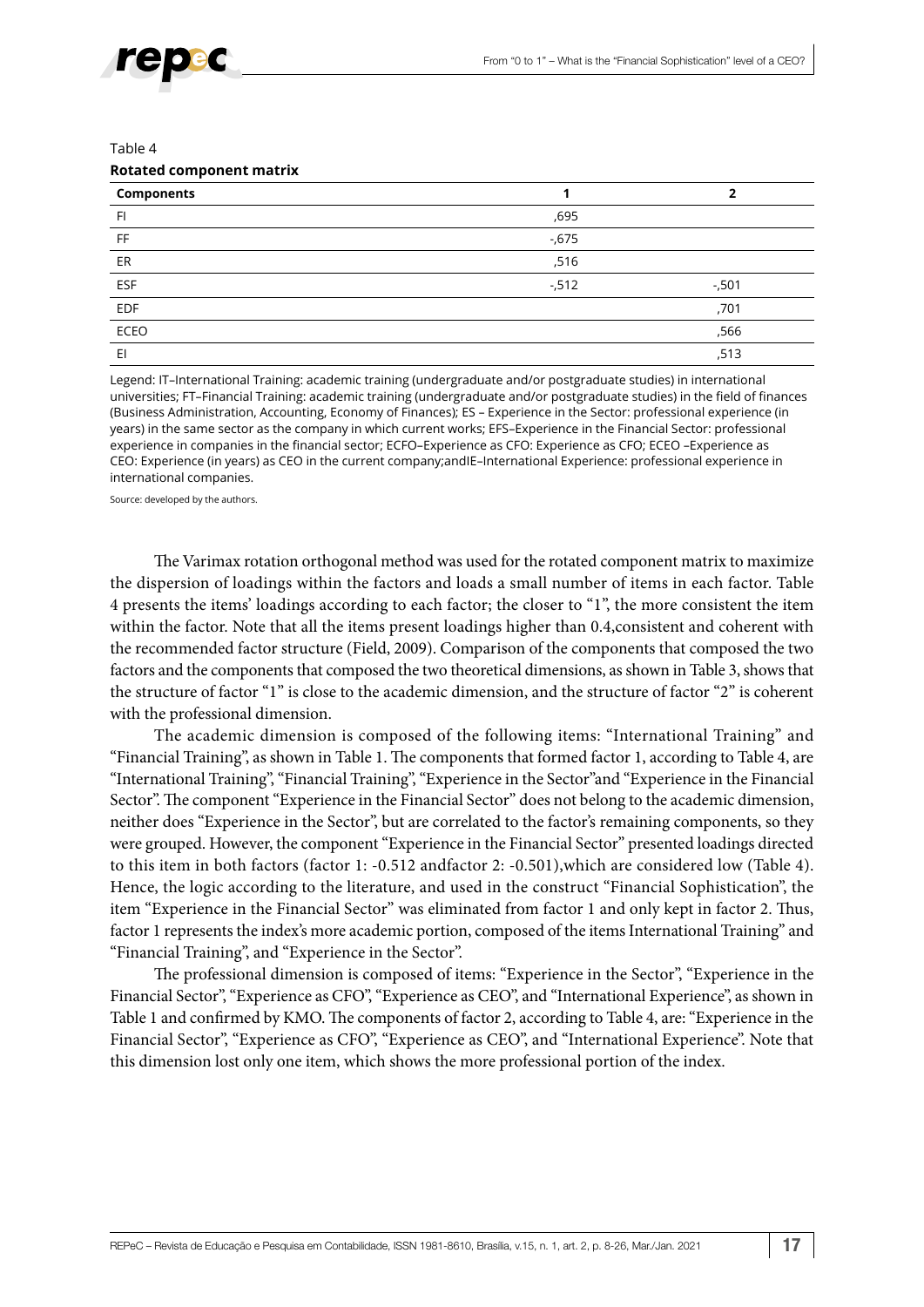Table 4

**Rotated component matrix**

| Components | 1 | 2 |
|---|---|---|
| FI | ,695 | |
| FF | -,675 | |
| ER | ,516 | |
| ESF | -,512 | -,501 |
| EDF | | ,701 |
| ECEO | | ,566 |
| EI | | ,513 |

Legend: IT–International Training: academic training (undergraduate and/or postgraduate studies) in international universities; FT–Financial Training: academic training (undergraduate and/or postgraduate studies) in the field of finances (Business Administration, Accounting, Economy of Finances); ES – Experience in the Sector: professional experience (in years) in the same sector as the company in which current works; EFS–Experience in the Financial Sector: professional experience in companies in the financial sector; ECFO–Experience as CFO: Experience as CFO; ECEO –Experience as CEO: Experience (in years) as CEO in the current company;andIE–International Experience: professional experience in international companies.

Source: developed by the authors.

The Varimax rotation orthogonal method was used for the rotated component matrix to maximize the dispersion of loadings within the factors and loads a small number of items in each factor. Table 4 presents the items' loadings according to each factor; the closer to "1", the more consistent the item within the factor. Note that all the items present loadings higher than 0.4,consistent and coherent with the recommended factor structure (Field, 2009). Comparison of the components that composed the two factors and the components that composed the two theoretical dimensions, as shown in Table 3, shows that the structure of factor "1" is close to the academic dimension, and the structure of factor "2" is coherent with the professional dimension.

The academic dimension is composed of the following items: "International Training" and "Financial Training", as shown in Table 1. The components that formed factor 1, according to Table 4, are "International Training", "Financial Training", "Experience in the Sector"and "Experience in the Financial Sector". The component "Experience in the Financial Sector" does not belong to the academic dimension, neither does "Experience in the Sector", but are correlated to the factor's remaining components, so they were grouped. However, the component "Experience in the Financial Sector" presented loadings directed to this item in both factors (factor 1: -0.512 andfactor 2: -0.501),which are considered low (Table 4). Hence, the logic according to the literature, and used in the construct "Financial Sophistication", the item "Experience in the Financial Sector" was eliminated from factor 1 and only kept in factor 2. Thus, factor 1 represents the index's more academic portion, composed of the items International Training" and "Financial Training", and "Experience in the Sector".

The professional dimension is composed of items: "Experience in the Sector", "Experience in the Financial Sector", "Experience as CFO", "Experience as CEO", and "International Experience", as shown in Table 1 and confirmed by KMO. The components of factor 2, according to Table 4, are: "Experience in the Financial Sector", "Experience as CFO", "Experience as CEO", and "International Experience". Note that this dimension lost only one item, which shows the more professional portion of the index.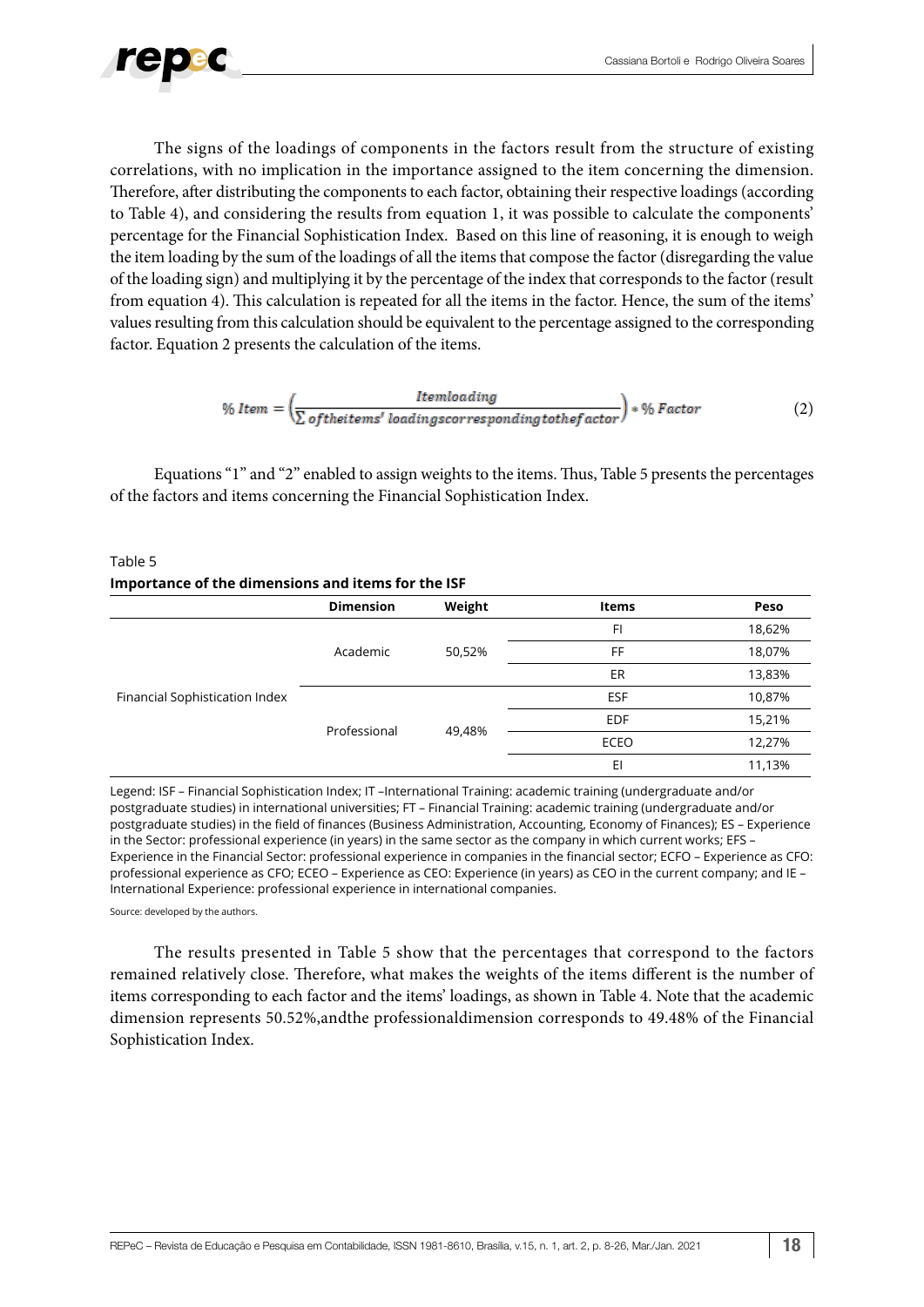The signs of the loadings of components in the factors result from the structure of existing correlations, with no implication in the importance assigned to the item concerning the dimension. Therefore, after distributing the components to each factor, obtaining their respective loadings (according to Table 4), and considering the results from equation 1, it was possible to calculate the components' percentage for the Financial Sophistication Index. Based on this line of reasoning, it is enough to weigh the item loading by the sum of the loadings of all the items that compose the factor (disregarding the value of the loading sign) and multiplying it by the percentage of the index that corresponds to the factor (result from equation 4). This calculation is repeated for all the items in the factor. Hence, the sum of the items' values resulting from this calculation should be equivalent to the percentage assigned to the corresponding factor. Equation 2 presents the calculation of the items.

$$\% \, Item = \left( \frac{Itemloading}{\sum of the items' \, loadings corresponding to the factor} \right) * \% \, Factor \tag{2}$$

Equations "1" and "2" enabled to assign weights to the items. Thus, Table 5 presents the percentages of the factors and items concerning the Financial Sophistication Index.

Table 5

**Importance of the dimensions and items for the ISF**

| | Dimension | Weight | Items | Peso |
|---|---|---|---|---|
| Financial Sophistication Index | Academic | 50,52% | FI | 18,62% |
| | | | FF | 18,07% |
| | | | ER | 13,83% |
| | Professional | 49,48% | ESF | 10,87% |
| | | | EDF | 15,21% |
| | | | ECEO | 12,27% |
| | | | EI | 11,13% |

Legend: ISF – Financial Sophistication Index; IT –International Training: academic training (undergraduate and/or postgraduate studies) in international universities; FT – Financial Training: academic training (undergraduate and/or postgraduate studies) in the field of finances (Business Administration, Accounting, Economy of Finances); ES – Experience in the Sector: professional experience (in years) in the same sector as the company in which current works; EFS – Experience in the Financial Sector: professional experience in companies in the financial sector; ECFO – Experience as CFO: professional experience as CFO; ECEO – Experience as CEO: Experience (in years) as CEO in the current company; and IE – International Experience: professional experience in international companies.

Source: developed by the authors.

The results presented in Table 5 show that the percentages that correspond to the factors remained relatively close. Therefore, what makes the weights of the items different is the number of items corresponding to each factor and the items' loadings, as shown in Table 4. Note that the academic dimension represents 50.52%,andthe professionaldimension corresponds to 49.48% of the Financial Sophistication Index.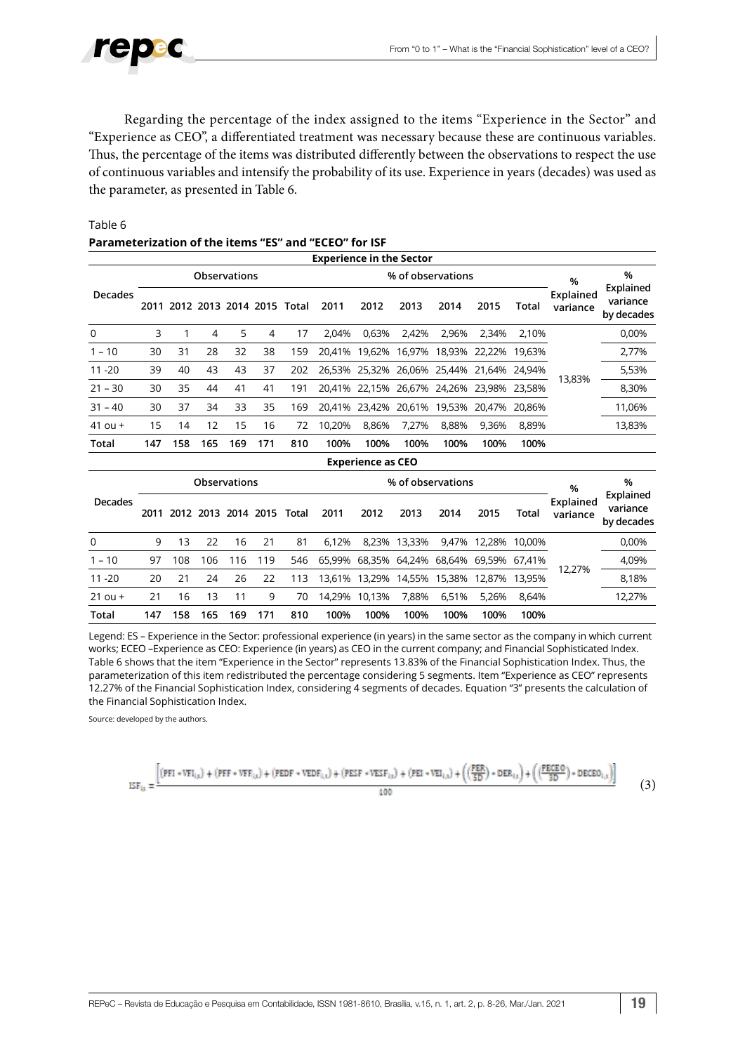Regarding the percentage of the index assigned to the items "Experience in the Sector" and "Experience as CEO", a differentiated treatment was necessary because these are continuous variables. Thus, the percentage of the items was distributed differently between the observations to respect the use of continuous variables and intensify the probability of its use. Experience in years (decades) was used as the parameter, as presented in Table 6.

Table 6

**Parameterization of the items "ES" and "ECEO" for ISF**

| Experience in the Sector | | | | | | | | | | | | | | |
|---|---|---|---|---|---|---|---|---|---|---|---|---|---|---|
| Decades | Observations | | | | | | % of observations | | | | | | % Explained variance | % Explained variance by decades |
| | 2011 | 2012 | 2013 | 2014 | 2015 | Total | 2011 | 2012 | 2013 | 2014 | 2015 | Total | | |
| 0 | 3 | 1 | 4 | 5 | 4 | 17 | 2,04% | 0,63% | 2,42% | 2,96% | 2,34% | 2,10% | 13,83% | 0,00% |
| 1 – 10 | 30 | 31 | 28 | 32 | 38 | 159 | 20,41% | 19,62% | 16,97% | 18,93% | 22,22% | 19,63% | | 2,77% |
| 11 -20 | 39 | 40 | 43 | 43 | 37 | 202 | 26,53% | 25,32% | 26,06% | 25,44% | 21,64% | 24,94% | | 5,53% |
| 21 – 30 | 30 | 35 | 44 | 41 | 41 | 191 | 20,41% | 22,15% | 26,67% | 24,26% | 23,98% | 23,58% | | 8,30% |
| 31 – 40 | 30 | 37 | 34 | 33 | 35 | 169 | 20,41% | 23,42% | 20,61% | 19,53% | 20,47% | 20,86% | | 11,06% |
| 41 ou + | 15 | 14 | 12 | 15 | 16 | 72 | 10,20% | 8,86% | 7,27% | 8,88% | 9,36% | 8,89% | | 13,83% |
| **Total** | **147** | **158** | **165** | **169** | **171** | **810** | **100%** | **100%** | **100%** | **100%** | **100%** | **100%** | | |
| **Experience as CEO** | | | | | | | | | | | | | | |
| Decades | Observations | | | | | | % of observations | | | | | | % Explained variance | % Explained variance by decades |
| | 2011 | 2012 | 2013 | 2014 | 2015 | Total | 2011 | 2012 | 2013 | 2014 | 2015 | Total | | |
| 0 | 9 | 13 | 22 | 16 | 21 | 81 | 6,12% | 8,23% | 13,33% | 9,47% | 12,28% | 10,00% | 12,27% | 0,00% |
| 1 – 10 | 97 | 108 | 106 | 116 | 119 | 546 | 65,99% | 68,35% | 64,24% | 68,64% | 69,59% | 67,41% | | 4,09% |
| 11 -20 | 20 | 21 | 24 | 26 | 22 | 113 | 13,61% | 13,29% | 14,55% | 15,38% | 12,87% | 13,95% | | 8,18% |
| 21 ou + | 21 | 16 | 13 | 11 | 9 | 70 | 14,29% | 10,13% | 7,88% | 6,51% | 5,26% | 8,64% | | 12,27% |
| **Total** | **147** | **158** | **165** | **169** | **171** | **810** | **100%** | **100%** | **100%** | **100%** | **100%** | **100%** | | |

Legend: ES – Experience in the Sector: professional experience (in years) in the same sector as the company in which current works; ECEO –Experience as CEO: Experience (in years) as CEO in the current company; and Financial Sophisticated Index. Table 6 shows that the item "Experience in the Sector" represents 13.83% of the Financial Sophistication Index. Thus, the parameterization of this item redistributed the percentage considering 5 segments. Item "Experience as CEO" represents 12.27% of the Financial Sophistication Index, considering 4 segments of decades. Equation "3" presents the calculation of the Financial Sophistication Index.

Source: developed by the authors.

$$ISF_{i,t} = \frac{\left[(PFI * VFI_{i,t}) + (PFF * VFF_{i,t}) + (PEDF * VEDF_{i,t}) + (PESF * VESF_{i,t}) + (PEI * VEI_{i,t}) + \left(\left(\frac{PER}{5D}\right) * DER_{i,t}\right) + \left(\left(\frac{PECEO}{3D}\right) * DECEO_{i,t}\right)\right]}{100} \quad (3)$$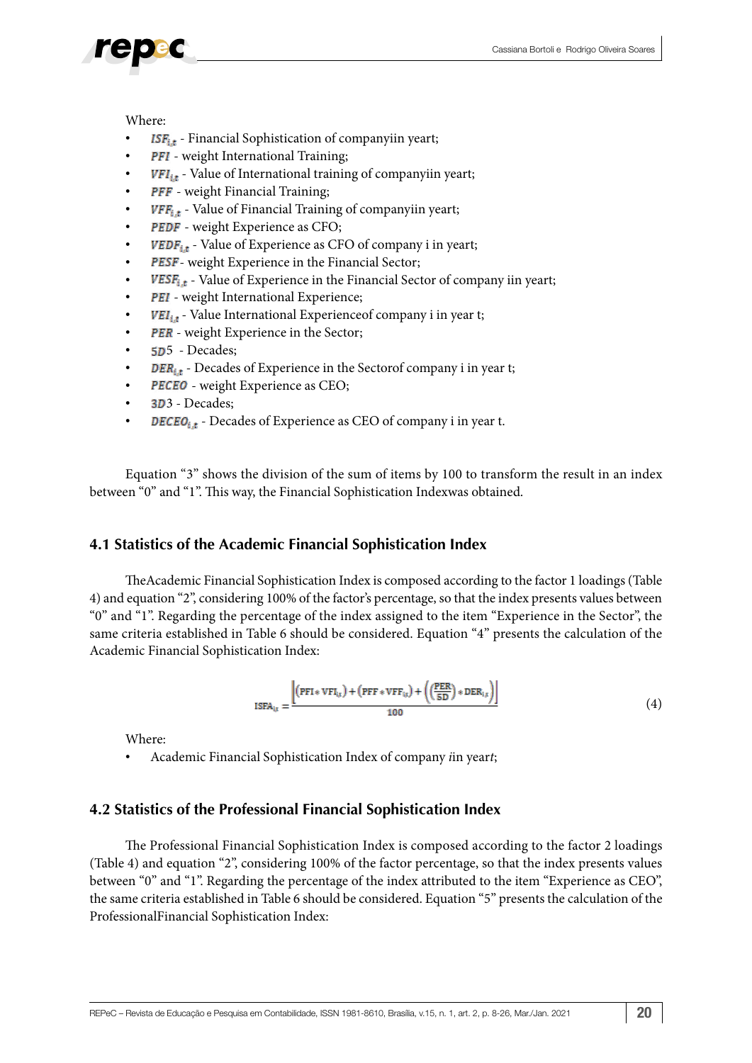Where:

- $ISF_{i,t}$ - Financial Sophistication of companyiin yeart;
- $PFI$ - weight International Training;
- $VFI_{i,t}$ - Value of International training of companyiin yeart;
- $PFF$ - weight Financial Training;
- $VFF_{i,t}$ - Value of Financial Training of companyiin yeart;
- $PEDF$ - weight Experience as CFO;
- $VEDF_{i,t}$ - Value of Experience as CFO of company i in yeart;
- $PESF$ - weight Experience in the Financial Sector;
- $VESF_{i,t}$ - Value of Experience in the Financial Sector of company iin yeart;
- $PEI$ - weight International Experience;
- $VEI_{i,t}$ - Value International Experienceof company i in year t;
- $PER$ - weight Experience in the Sector;
- $5D$5 - Decades;
- $DER_{i,t}$ - Decades of Experience in the Sectorof company i in year t;
- $PECEO$ - weight Experience as CEO;
- $3D$3 - Decades;
- $DECEO_{i,t}$ - Decades of Experience as CEO of company i in year t.

Equation "3" shows the division of the sum of items by 100 to transform the result in an index between "0" and "1". This way, the Financial Sophistication Indexwas obtained.

## 4.1 Statistics of the Academic Financial Sophistication Index

TheAcademic Financial Sophistication Index is composed according to the factor 1 loadings (Table 4) and equation "2", considering 100% of the factor's percentage, so that the index presents values between "0" and "1". Regarding the percentage of the index assigned to the item "Experience in the Sector", the same criteria established in Table 6 should be considered. Equation "4" presents the calculation of the Academic Financial Sophistication Index:

$$ISFA_{i,t} = \frac{\left|\left(PFI * VFI_{i,t}\right) + \left(PFF * VFF_{i,t}\right) + \left(\left(\frac{PER}{5D}\right) * DER_{i,t}\right)\right|}{100} \tag{4}$$

Where:

- Academic Financial Sophistication Index of company *i*in year*t*;

## 4.2 Statistics of the Professional Financial Sophistication Index

The Professional Financial Sophistication Index is composed according to the factor 2 loadings (Table 4) and equation "2", considering 100% of the factor percentage, so that the index presents values between "0" and "1". Regarding the percentage of the index attributed to the item "Experience as CEO", the same criteria established in Table 6 should be considered. Equation "5" presents the calculation of the ProfessionalFinancial Sophistication Index: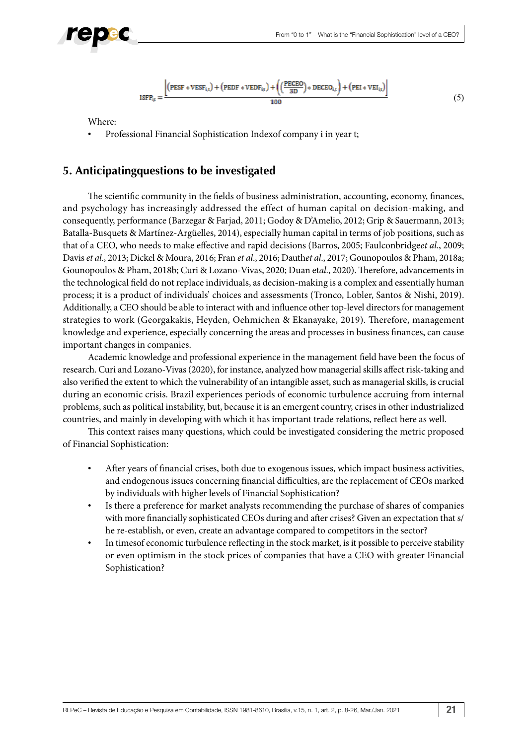$$ISFP_{it} = \frac{\left[ (PESF * VESF_{i,t}) + (PEDF * VEDF_{i,t}) + \left( \left( \frac{PECEO}{3D} \right) * DECEO_{i,t} \right) + (PEI * VEI_{i,t}) \right]}{100} \tag{5}$$

Where:

- Professional Financial Sophistication Indexof company i in year t;

## 5. Anticipatingquestions to be investigated

The scientific community in the fields of business administration, accounting, economy, finances, and psychology has increasingly addressed the effect of human capital on decision-making, and consequently, performance (Barzegar & Farjad, 2011; Godoy & D'Amelio, 2012; Grip & Sauermann, 2013; Batalla-Busquets & Martínez-Argüelles, 2014), especially human capital in terms of job positions, such as that of a CEO, who needs to make effective and rapid decisions (Barros, 2005; Faulconbridge*et al*., 2009; Davis *et al*., 2013; Dickel & Moura, 2016; Fran *et al*., 2016; Dauth*et al*., 2017; Gounopoulos & Pham, 2018a; Gounopoulos & Pham, 2018b; Curi & Lozano-Vivas, 2020; Duan et*al*., 2020). Therefore, advancements in the technological field do not replace individuals, as decision-making is a complex and essentially human process; it is a product of individuals' choices and assessments (Tronco, Lobler, Santos & Nishi, 2019). Additionally, a CEO should be able to interact with and influence other top-level directors for management strategies to work (Georgakakis, Heyden, Oehmichen & Ekanayake, 2019). Therefore, management knowledge and experience, especially concerning the areas and processes in business finances, can cause important changes in companies.

Academic knowledge and professional experience in the management field have been the focus of research. Curi and Lozano-Vivas (2020), for instance, analyzed how managerial skills affect risk-taking and also verified the extent to which the vulnerability of an intangible asset, such as managerial skills, is crucial during an economic crisis. Brazil experiences periods of economic turbulence accruing from internal problems, such as political instability, but, because it is an emergent country, crises in other industrialized countries, and mainly in developing with which it has important trade relations, reflect here as well.

This context raises many questions, which could be investigated considering the metric proposed of Financial Sophistication:

- After years of financial crises, both due to exogenous issues, which impact business activities, and endogenous issues concerning financial difficulties, are the replacement of CEOs marked by individuals with higher levels of Financial Sophistication?
- Is there a preference for market analysts recommending the purchase of shares of companies with more financially sophisticated CEOs during and after crises? Given an expectation that s/he re-establish, or even, create an advantage compared to competitors in the sector?
- In timesof economic turbulence reflecting in the stock market, is it possible to perceive stability or even optimism in the stock prices of companies that have a CEO with greater Financial Sophistication?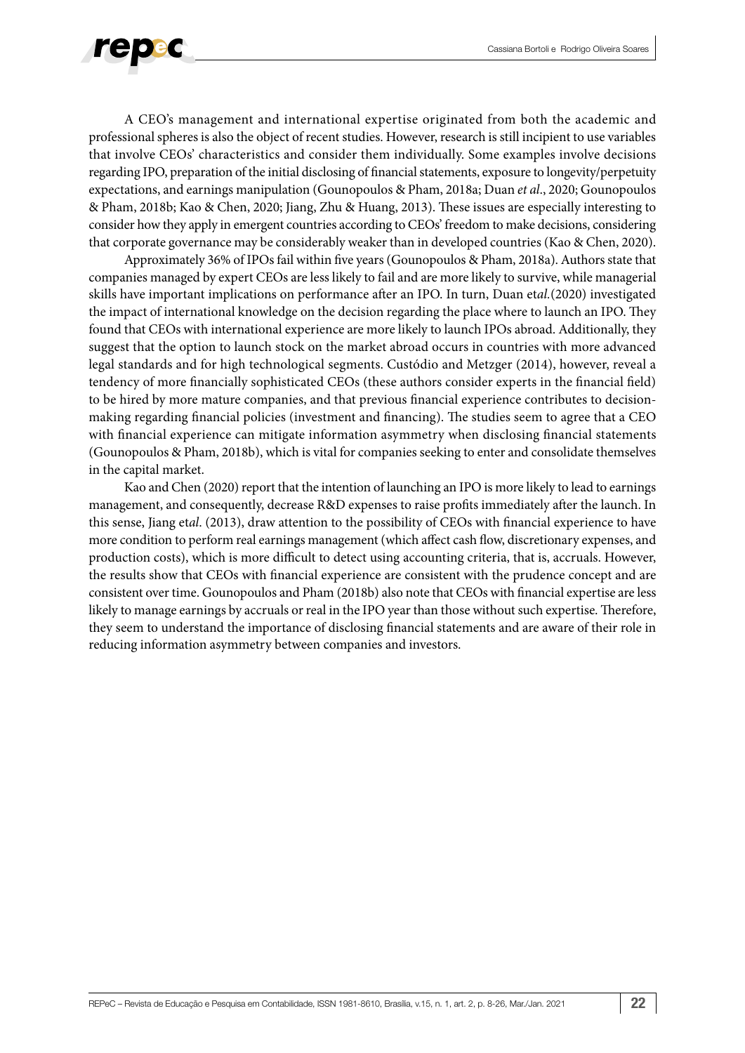A CEO's management and international expertise originated from both the academic and professional spheres is also the object of recent studies. However, research is still incipient to use variables that involve CEOs' characteristics and consider them individually. Some examples involve decisions regarding IPO, preparation of the initial disclosing of financial statements, exposure to longevity/perpetuity expectations, and earnings manipulation (Gounopoulos & Pham, 2018a; Duan *et al*., 2020; Gounopoulos & Pham, 2018b; Kao & Chen, 2020; Jiang, Zhu & Huang, 2013). These issues are especially interesting to consider how they apply in emergent countries according to CEOs' freedom to make decisions, considering that corporate governance may be considerably weaker than in developed countries (Kao & Chen, 2020).

Approximately 36% of IPOs fail within five years (Gounopoulos & Pham, 2018a). Authors state that companies managed by expert CEOs are less likely to fail and are more likely to survive, while managerial skills have important implications on performance after an IPO. In turn, Duan et*al.*(2020) investigated the impact of international knowledge on the decision regarding the place where to launch an IPO. They found that CEOs with international experience are more likely to launch IPOs abroad. Additionally, they suggest that the option to launch stock on the market abroad occurs in countries with more advanced legal standards and for high technological segments. Custódio and Metzger (2014), however, reveal a tendency of more financially sophisticated CEOs (these authors consider experts in the financial field) to be hired by more mature companies, and that previous financial experience contributes to decision-making regarding financial policies (investment and financing). The studies seem to agree that a CEO with financial experience can mitigate information asymmetry when disclosing financial statements (Gounopoulos & Pham, 2018b), which is vital for companies seeking to enter and consolidate themselves in the capital market.

Kao and Chen (2020) report that the intention of launching an IPO is more likely to lead to earnings management, and consequently, decrease R&D expenses to raise profits immediately after the launch. In this sense, Jiang et*al*. (2013), draw attention to the possibility of CEOs with financial experience to have more condition to perform real earnings management (which affect cash flow, discretionary expenses, and production costs), which is more difficult to detect using accounting criteria, that is, accruals. However, the results show that CEOs with financial experience are consistent with the prudence concept and are consistent over time. Gounopoulos and Pham (2018b) also note that CEOs with financial expertise are less likely to manage earnings by accruals or real in the IPO year than those without such expertise. Therefore, they seem to understand the importance of disclosing financial statements and are aware of their role in reducing information asymmetry between companies and investors.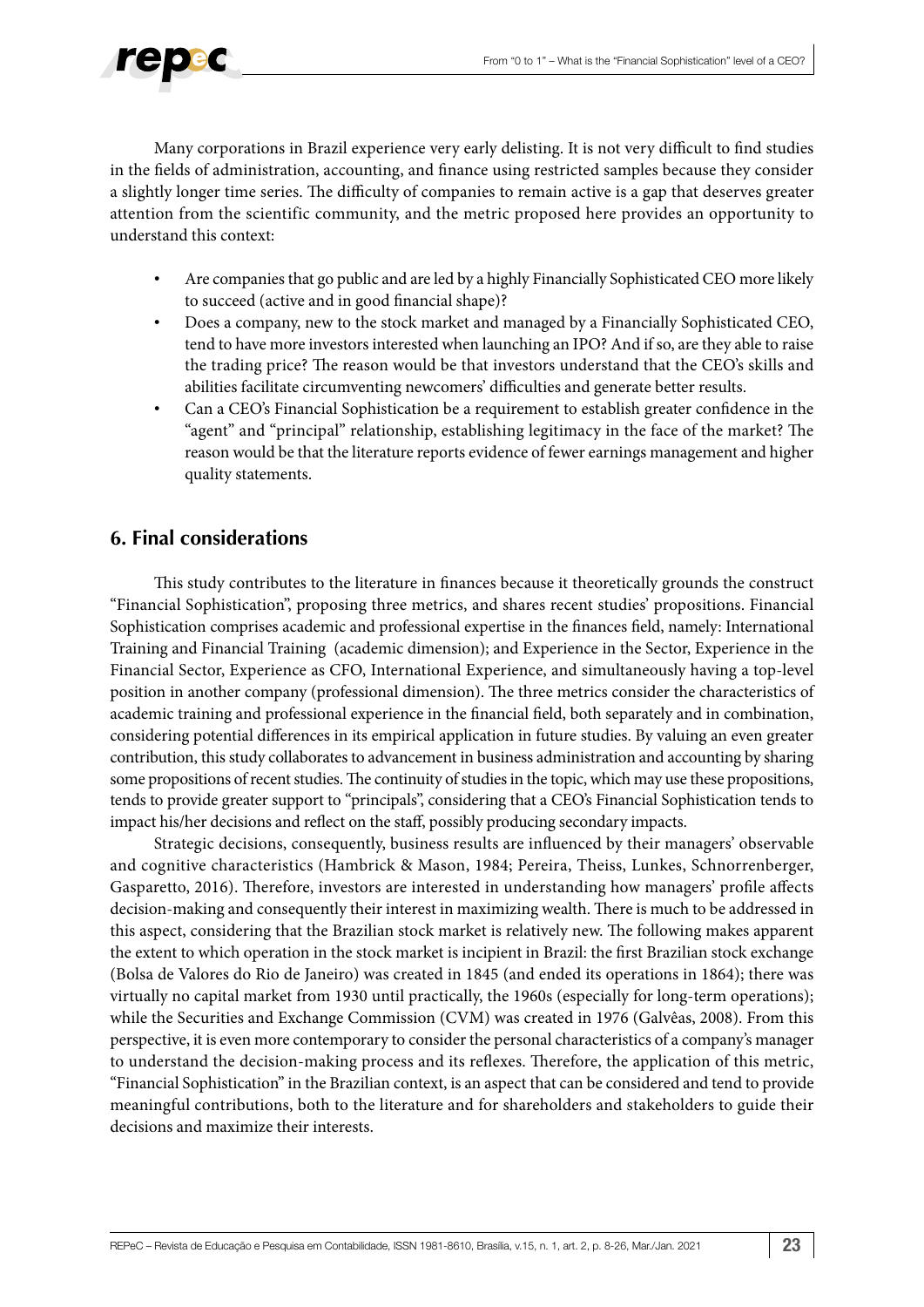Many corporations in Brazil experience very early delisting. It is not very difficult to find studies in the fields of administration, accounting, and finance using restricted samples because they consider a slightly longer time series. The difficulty of companies to remain active is a gap that deserves greater attention from the scientific community, and the metric proposed here provides an opportunity to understand this context:

- Are companies that go public and are led by a highly Financially Sophisticated CEO more likely to succeed (active and in good financial shape)?
- Does a company, new to the stock market and managed by a Financially Sophisticated CEO, tend to have more investors interested when launching an IPO? And if so, are they able to raise the trading price? The reason would be that investors understand that the CEO's skills and abilities facilitate circumventing newcomers' difficulties and generate better results.
- Can a CEO's Financial Sophistication be a requirement to establish greater confidence in the "agent" and "principal" relationship, establishing legitimacy in the face of the market? The reason would be that the literature reports evidence of fewer earnings management and higher quality statements.

## 6. Final considerations

This study contributes to the literature in finances because it theoretically grounds the construct "Financial Sophistication", proposing three metrics, and shares recent studies' propositions. Financial Sophistication comprises academic and professional expertise in the finances field, namely: International Training and Financial Training (academic dimension); and Experience in the Sector, Experience in the Financial Sector, Experience as CFO, International Experience, and simultaneously having a top-level position in another company (professional dimension). The three metrics consider the characteristics of academic training and professional experience in the financial field, both separately and in combination, considering potential differences in its empirical application in future studies. By valuing an even greater contribution, this study collaborates to advancement in business administration and accounting by sharing some propositions of recent studies. The continuity of studies in the topic, which may use these propositions, tends to provide greater support to "principals", considering that a CEO's Financial Sophistication tends to impact his/her decisions and reflect on the staff, possibly producing secondary impacts.

Strategic decisions, consequently, business results are influenced by their managers' observable and cognitive characteristics (Hambrick & Mason, 1984; Pereira, Theiss, Lunkes, Schnorrenberger, Gasparetto, 2016). Therefore, investors are interested in understanding how managers' profile affects decision-making and consequently their interest in maximizing wealth. There is much to be addressed in this aspect, considering that the Brazilian stock market is relatively new. The following makes apparent the extent to which operation in the stock market is incipient in Brazil: the first Brazilian stock exchange (Bolsa de Valores do Rio de Janeiro) was created in 1845 (and ended its operations in 1864); there was virtually no capital market from 1930 until practically, the 1960s (especially for long-term operations); while the Securities and Exchange Commission (CVM) was created in 1976 (Galvêas, 2008). From this perspective, it is even more contemporary to consider the personal characteristics of a company's manager to understand the decision-making process and its reflexes. Therefore, the application of this metric, "Financial Sophistication" in the Brazilian context, is an aspect that can be considered and tend to provide meaningful contributions, both to the literature and for shareholders and stakeholders to guide their decisions and maximize their interests.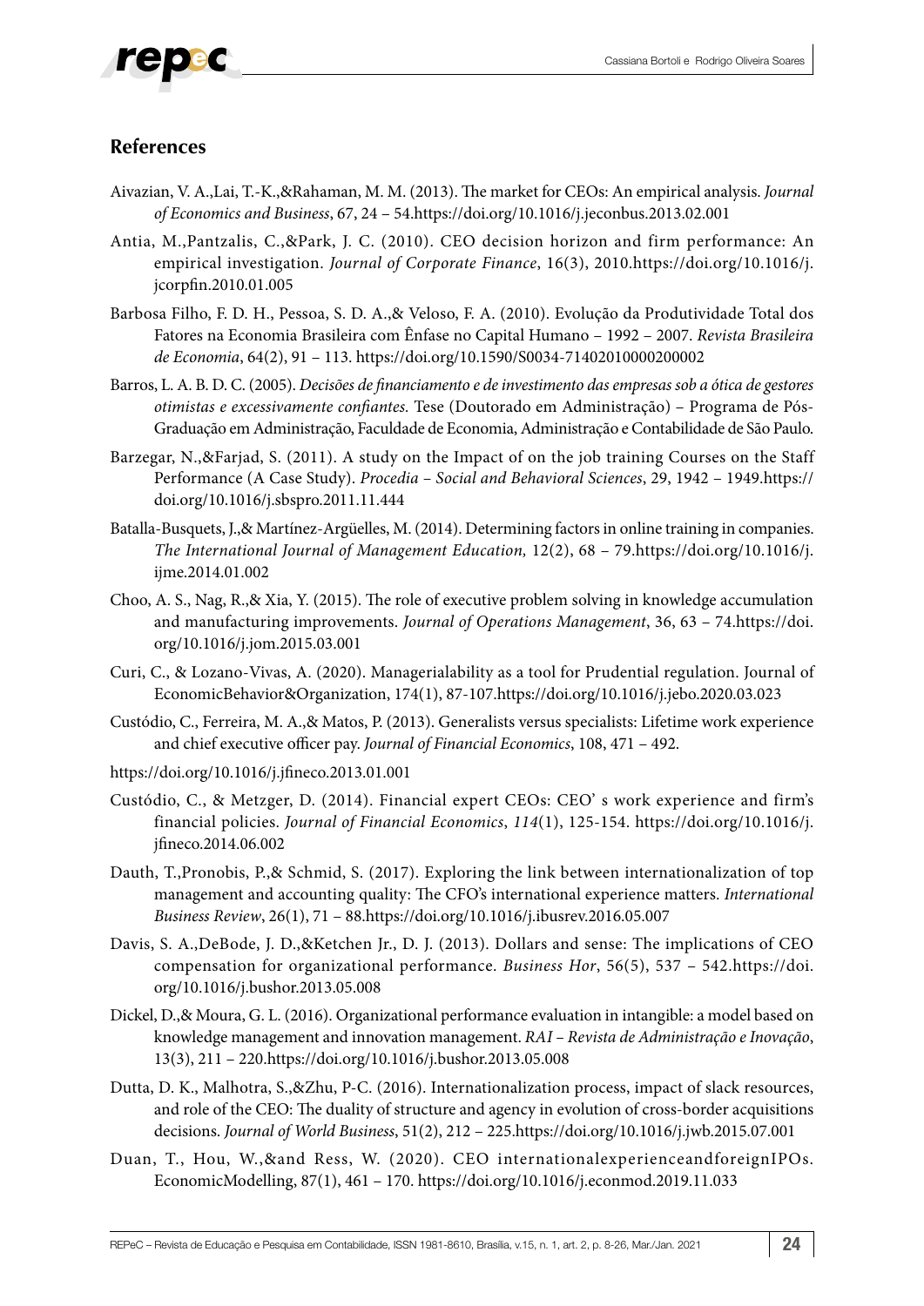## References

Aivazian, V. A.,Lai, T.-K.,&Rahaman, M. M. (2013). The market for CEOs: An empirical analysis. *Journal of Economics and Business*, 67, 24 – 54.https://doi.org/10.1016/j.jeconbus.2013.02.001

Antia, M.,Pantzalis, C.,&Park, J. C. (2010). CEO decision horizon and firm performance: An empirical investigation. *Journal of Corporate Finance*, 16(3), 2010.https://doi.org/10.1016/j.jcorpfin.2010.01.005

Barbosa Filho, F. D. H., Pessoa, S. D. A.,& Veloso, F. A. (2010). Evolução da Produtividade Total dos Fatores na Economia Brasileira com Ênfase no Capital Humano – 1992 – 2007. *Revista Brasileira de Economia*, 64(2), 91 – 113. https://doi.org/10.1590/S0034-71402010000200002

Barros, L. A. B. D. C. (2005). *Decisões de financiamento e de investimento das empresas sob a ótica de gestores otimistas e excessivamente confiantes.* Tese (Doutorado em Administração) – Programa de Pós-Graduação em Administração, Faculdade de Economia, Administração e Contabilidade de São Paulo.

Barzegar, N.,&Farjad, S. (2011). A study on the Impact of on the job training Courses on the Staff Performance (A Case Study). *Procedia – Social and Behavioral Sciences*, 29, 1942 – 1949.https://doi.org/10.1016/j.sbspro.2011.11.444

Batalla-Busquets, J.,& Martínez-Argüelles, M. (2014). Determining factors in online training in companies. *The International Journal of Management Education,* 12(2), 68 – 79.https://doi.org/10.1016/j.ijme.2014.01.002

Choo, A. S., Nag, R.,& Xia, Y. (2015). The role of executive problem solving in knowledge accumulation and manufacturing improvements. *Journal of Operations Management*, 36, 63 – 74.https://doi.org/10.1016/j.jom.2015.03.001

Curi, C., & Lozano-Vivas, A. (2020). Managerialability as a tool for Prudential regulation. Journal of EconomicBehavior&Organization, 174(1), 87-107.https://doi.org/10.1016/j.jebo.2020.03.023

Custódio, C., Ferreira, M. A.,& Matos, P. (2013). Generalists versus specialists: Lifetime work experience and chief executive officer pay. *Journal of Financial Economics*, 108, 471 – 492.

https://doi.org/10.1016/j.jfineco.2013.01.001

Custódio, C., & Metzger, D. (2014). Financial expert CEOs: CEO' s work experience and firm's financial policies. *Journal of Financial Economics*, *114*(1), 125-154. https://doi.org/10.1016/j.jfineco.2014.06.002

Dauth, T.,Pronobis, P.,& Schmid, S. (2017). Exploring the link between internationalization of top management and accounting quality: The CFO's international experience matters. *International Business Review*, 26(1), 71 – 88.https://doi.org/10.1016/j.ibusrev.2016.05.007

Davis, S. A.,DeBode, J. D.,&Ketchen Jr., D. J. (2013). Dollars and sense: The implications of CEO compensation for organizational performance. *Business Hor*, 56(5), 537 – 542.https://doi.org/10.1016/j.bushor.2013.05.008

Dickel, D.,& Moura, G. L. (2016). Organizational performance evaluation in intangible: a model based on knowledge management and innovation management. *RAI – Revista de Administração e Inovação*, 13(3), 211 – 220.https://doi.org/10.1016/j.bushor.2013.05.008

Dutta, D. K., Malhotra, S.,&Zhu, P-C. (2016). Internationalization process, impact of slack resources, and role of the CEO: The duality of structure and agency in evolution of cross-border acquisitions decisions. *Journal of World Business*, 51(2), 212 – 225.https://doi.org/10.1016/j.jwb.2015.07.001

Duan, T., Hou, W.,&and Ress, W. (2020). CEO internationalexperienceandforeignIPOs. EconomicModelling, 87(1), 461 – 170. https://doi.org/10.1016/j.econmod.2019.11.033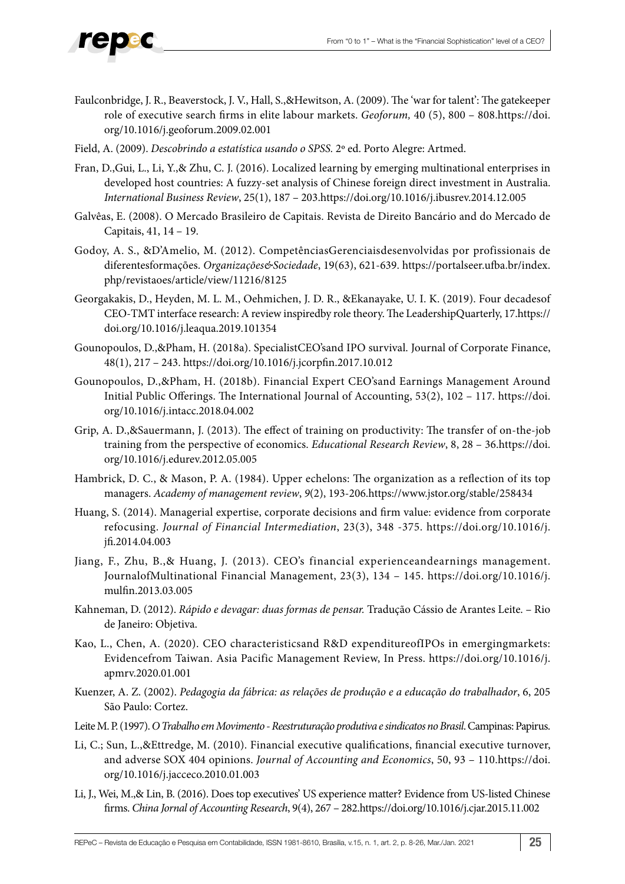Faulconbridge, J. R., Beaverstock, J. V., Hall, S.,&Hewitson, A. (2009). The 'war for talent': The gatekeeper role of executive search firms in elite labour markets. *Geoforum,* 40 (5), 800 – 808.https://doi.org/10.1016/j.geoforum.2009.02.001

Field, A. (2009). *Descobrindo a estatística usando o SPSS.* 2º ed. Porto Alegre: Artmed.

Fran, D.,Gui, L., Li, Y.,& Zhu, C. J. (2016). Localized learning by emerging multinational enterprises in developed host countries: A fuzzy-set analysis of Chinese foreign direct investment in Australia. *International Business Review*, 25(1), 187 – 203.https://doi.org/10.1016/j.ibusrev.2014.12.005

Galvêas, E. (2008). O Mercado Brasileiro de Capitais. Revista de Direito Bancário and do Mercado de Capitais, 41, 14 – 19.

Godoy, A. S., &D'Amelio, M. (2012). CompetênciasGerenciaisdesenvolvidas por profissionais de diferentesformações. *Organizações&Sociedade*, 19(63), 621-639. https://portalseer.ufba.br/index.php/revistaoes/article/view/11216/8125

Georgakakis, D., Heyden, M. L. M., Oehmichen, J. D. R., &Ekanayake, U. I. K. (2019). Four decadesof CEO-TMT interface research: A review inspiredby role theory. The LeadershipQuarterly, 17.https://doi.org/10.1016/j.leaqua.2019.101354

Gounopoulos, D.,&Pham, H. (2018a). SpecialistCEO'sand IPO survival. Journal of Corporate Finance, 48(1), 217 – 243. https://doi.org/10.1016/j.jcorpfin.2017.10.012

Gounopoulos, D.,&Pham, H. (2018b). Financial Expert CEO'sand Earnings Management Around Initial Public Offerings. The International Journal of Accounting, 53(2), 102 – 117. https://doi.org/10.1016/j.intacc.2018.04.002

Grip, A. D.,&Sauermann, J. (2013). The effect of training on productivity: The transfer of on-the-job training from the perspective of economics. *Educational Research Review*, 8, 28 – 36.https://doi.org/10.1016/j.edurev.2012.05.005

Hambrick, D. C., & Mason, P. A. (1984). Upper echelons: The organization as a reflection of its top managers. *Academy of management review*, *9*(2), 193-206.https://www.jstor.org/stable/258434

Huang, S. (2014). Managerial expertise, corporate decisions and firm value: evidence from corporate refocusing. *Journal of Financial Intermediation*, 23(3), 348 -375. https://doi.org/10.1016/j.jfi.2014.04.003

Jiang, F., Zhu, B.,& Huang, J. (2013). CEO's financial experienceandearnings management. JournalofMultinational Financial Management, 23(3), 134 – 145. https://doi.org/10.1016/j.mulfin.2013.03.005

Kahneman, D. (2012). *Rápido e devagar: duas formas de pensar.* Tradução Cássio de Arantes Leite. – Rio de Janeiro: Objetiva.

Kao, L., Chen, A. (2020). CEO characteristicsand R&D expenditureofIPOs in emergingmarkets: Evidencefrom Taiwan. Asia Pacific Management Review, In Press. https://doi.org/10.1016/j.apmrv.2020.01.001

Kuenzer, A. Z. (2002). *Pedagogia da fábrica: as relações de produção e a educação do trabalhador*, 6, 205 São Paulo: Cortez.

Leite M. P. (1997). *O Trabalho em Movimento - Reestruturação produtiva e sindicatos no Brasil*. Campinas: Papirus.

Li, C.; Sun, L.,&Ettredge, M. (2010). Financial executive qualifications, financial executive turnover, and adverse SOX 404 opinions. *Journal of Accounting and Economics*, 50, 93 – 110.https://doi.org/10.1016/j.jacceco.2010.01.003

Li, J., Wei, M.,& Lin, B. (2016). Does top executives' US experience matter? Evidence from US-listed Chinese firms. *China Jornal of Accounting Research*, 9(4), 267 – 282.https://doi.org/10.1016/j.cjar.2015.11.002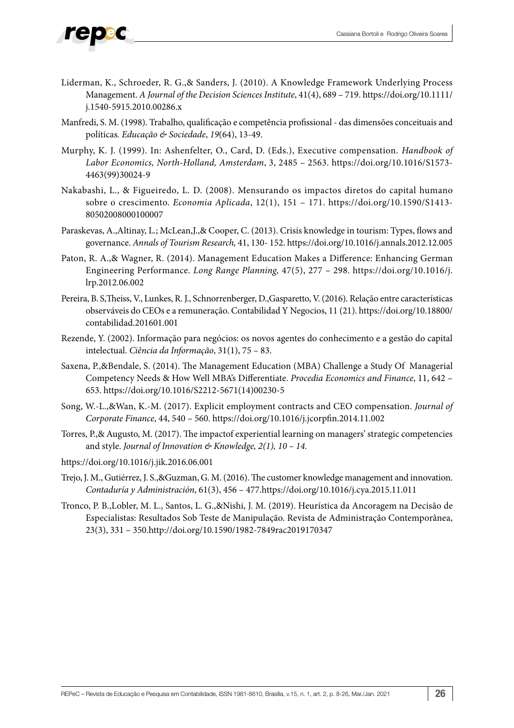Liderman, K., Schroeder, R. G.,& Sanders, J. (2010). A Knowledge Framework Underlying Process Management. *A Journal of the Decision Sciences Institute*, 41(4), 689 – 719. https://doi.org/10.1111/j.1540-5915.2010.00286.x

Manfredi, S. M. (1998). Trabalho, qualificação e competência profissional - das dimensões conceituais and políticas. *Educação & Sociedade*, *19*(64), 13-49.

Murphy, K. J. (1999). In: Ashenfelter, O., Card, D. (Eds.), Executive compensation. *Handbook of Labor Economics, North-Holland, Amsterdam*, 3, 2485 – 2563. https://doi.org/10.1016/S1573-4463(99)30024-9

Nakabashi, L., & Figueiredo, L. D. (2008). Mensurando os impactos diretos do capital humano sobre o crescimento. *Economia Aplicada*, 12(1), 151 – 171. https://doi.org/10.1590/S1413-80502008000100007

Paraskevas, A.,Altinay, L.; McLean,J.,& Cooper, C. (2013). Crisis knowledge in tourism: Types, flows and governance. *Annals of Tourism Research,* 41, 130- 152. https://doi.org/10.1016/j.annals.2012.12.005

Paton, R. A.,& Wagner, R. (2014). Management Education Makes a Difference: Enhancing German Engineering Performance. *Long Range Planning,* 47(5), 277 – 298. https://doi.org/10.1016/j.lrp.2012.06.002

Pereira, B. S,Theiss, V., Lunkes, R. J., Schnorrenberger, D.,Gasparetto, V. (2016). Relação entre características observáveis do CEOs e a remuneração. Contabilidad Y Negocios, 11 (21). https://doi.org/10.18800/contabilidad.201601.001

Rezende, Y. (2002). Informação para negócios: os novos agentes do conhecimento e a gestão do capital intelectual. *Ciência da Informação*, 31(1), 75 – 83.

Saxena, P.,&Bendale, S. (2014). The Management Education (MBA) Challenge a Study Of Managerial Competency Needs & How Well MBA's Differentiate. *Procedia Economics and Finance*, 11, 642 – 653. https://doi.org/10.1016/S2212-5671(14)00230-5

Song, W.-L.,&Wan, K.-M. (2017). Explicit employment contracts and CEO compensation. *Journal of Corporate Finance*, 44, 540 – 560. https://doi.org/10.1016/j.jcorpfin.2014.11.002

Torres, P.,& Augusto, M. (2017). The impactof experiential learning on managers' strategic competencies and style. *Journal of Innovation & Knowledge, 2(1), 10 – 14.*

https://doi.org/10.1016/j.jik.2016.06.001

Trejo, J. M., Gutiérrez, J. S.,&Guzman, G. M. (2016). The customer knowledge management and innovation. *Contaduría y Administración*, 61(3), 456 – 477.https://doi.org/10.1016/j.cya.2015.11.011

Tronco, P. B.,Lobler, M. L., Santos, L. G.,&Nishi, J. M. (2019). Heurística da Ancoragem na Decisão de Especialistas: Resultados Sob Teste de Manipulação. Revista de Administração Contemporânea, 23(3), 331 – 350.http://doi.org/10.1590/1982-7849rac2019170347